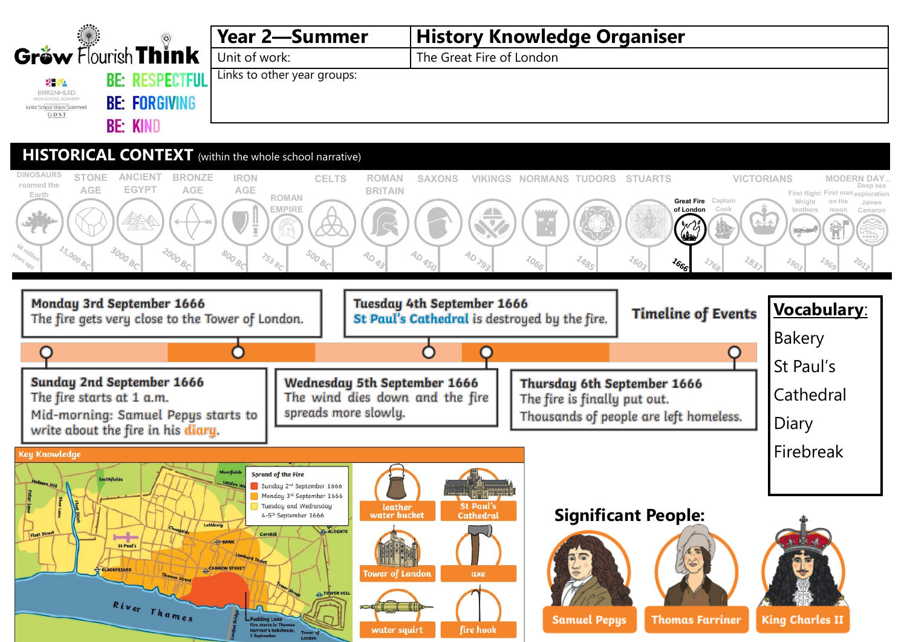# Grow Flourish Think

BE: RESPECTFUL
BE: FORGIVING
BE: KIND

Birkenhead High School Academy — Junior School Vision Statement — GDST

| Year 2—Summer | History Knowledge Organiser |
|---|---|
| Unit of work: | The Great Fire of London |
| Links to other year groups: | |

## HISTORICAL CONTEXT (within the whole school narrative)

DINOSAURS roamed the Earth (66 million years ago) · STONE AGE (15,000 BC) · ANCIENT EGYPT (3000 BC) · BRONZE AGE (2000 BC) · IRON AGE (800 BC) · ROMAN EMPIRE (753 BC) · CELTS (500 BC) · ROMAN BRITAIN (AD 43) · SAXONS (AD 450) · VIKINGS (AD 793) · NORMANS (1066) · TUDORS (1485) · STUARTS (1603) · Great Fire of London (1666) · Captain Cook (1768) · VICTORIANS (1837) · First flight: Wright brothers (1903) · First man on the moon (1969) · MODERN DAY… Deep sea exploration James Cameron (2012)

## Timeline of Events

**Sunday 2nd September 1666**
The fire starts at 1 a.m.
Mid-morning: Samuel Pepys starts to write about the fire in his **diary**.

**Monday 3rd September 1666**
The fire gets very close to the Tower of London.

**Tuesday 4th September 1666**
**St Paul's Cathedral** is destroyed by the fire.

**Wednesday 5th September 1666**
The wind dies down and the fire spreads more slowly.

**Thursday 6th September 1666**
The fire is finally put out.
Thousands of people are left homeless.

## Vocabulary:

- Bakery
- St Paul's Cathedral
- Diary
- Firebreak

## Key Knowledge

**Spread of the Fire**
- Sunday 2nd September 1666
- Monday 3rd September 1666
- Tuesday and Wednesday 4–5th September 1666

Map labels: Holborn Hill, Smithfields, Moorfields, London Wall, Fetter Lane, Shoe Lane, Fleet Ditch, Fleet Street, St Paul's, Cheapside, Lothbury, Cornhill, Aldgate, Bank, Lombard Street, Blackfriars, Cannon Street, Thames Street, Tower Street, Tower Hill, River Thames, London Bridge, Pudding Lane (Fire starts in Thomas Farriner's bakehouse, 2 September), Tower of London

Objects: leather water bucket · St Paul's Cathedral · Tower of London · axe · water squirt · fire hook

## Significant People:

- Samuel Pepys
- Thomas Farriner
- King Charles II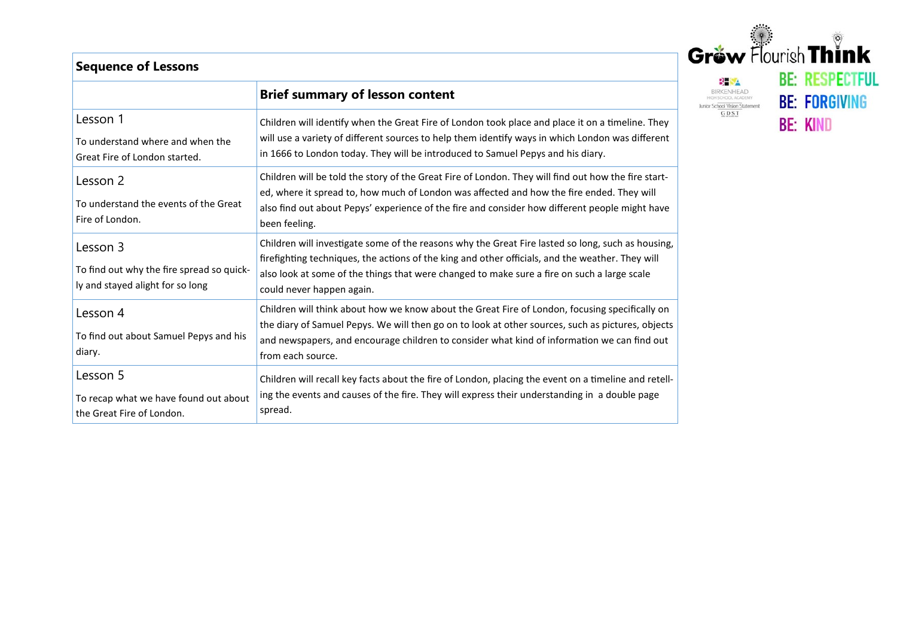| Sequence of Lessons | |
|---|---|
| | **Brief summary of lesson content** |
| Lesson 1<br><br>To understand where and when the Great Fire of London started. | Children will identify when the Great Fire of London took place and place it on a timeline. They will use a variety of different sources to help them identify ways in which London was different in 1666 to London today. They will be introduced to Samuel Pepys and his diary. |
| Lesson 2<br><br>To understand the events of the Great Fire of London. | Children will be told the story of the Great Fire of London. They will find out how the fire started, where it spread to, how much of London was affected and how the fire ended. They will also find out about Pepys' experience of the fire and consider how different people might have been feeling. |
| Lesson 3<br><br>To find out why the fire spread so quickly and stayed alight for so long | Children will investigate some of the reasons why the Great Fire lasted so long, such as housing, firefighting techniques, the actions of the king and other officials, and the weather. They will also look at some of the things that were changed to make sure a fire on such a large scale could never happen again. |
| Lesson 4<br><br>To find out about Samuel Pepys and his diary. | Children will think about how we know about the Great Fire of London, focusing specifically on the diary of Samuel Pepys. We will then go on to look at other sources, such as pictures, objects and newspapers, and encourage children to consider what kind of information we can find out from each source. |
| Lesson 5<br><br>To recap what we have found out about the Great Fire of London. | Children will recall key facts about the fire of London, placing the event on a timeline and retelling the events and causes of the fire. They will express their understanding in a double page spread. |

Grow Flourish Think

BIRKENHEAD HIGH SCHOOL ACADEMY

Junior School Vision Statement

GDST

BE: RESPECTFUL

BE: FORGIVING

BE: KIND